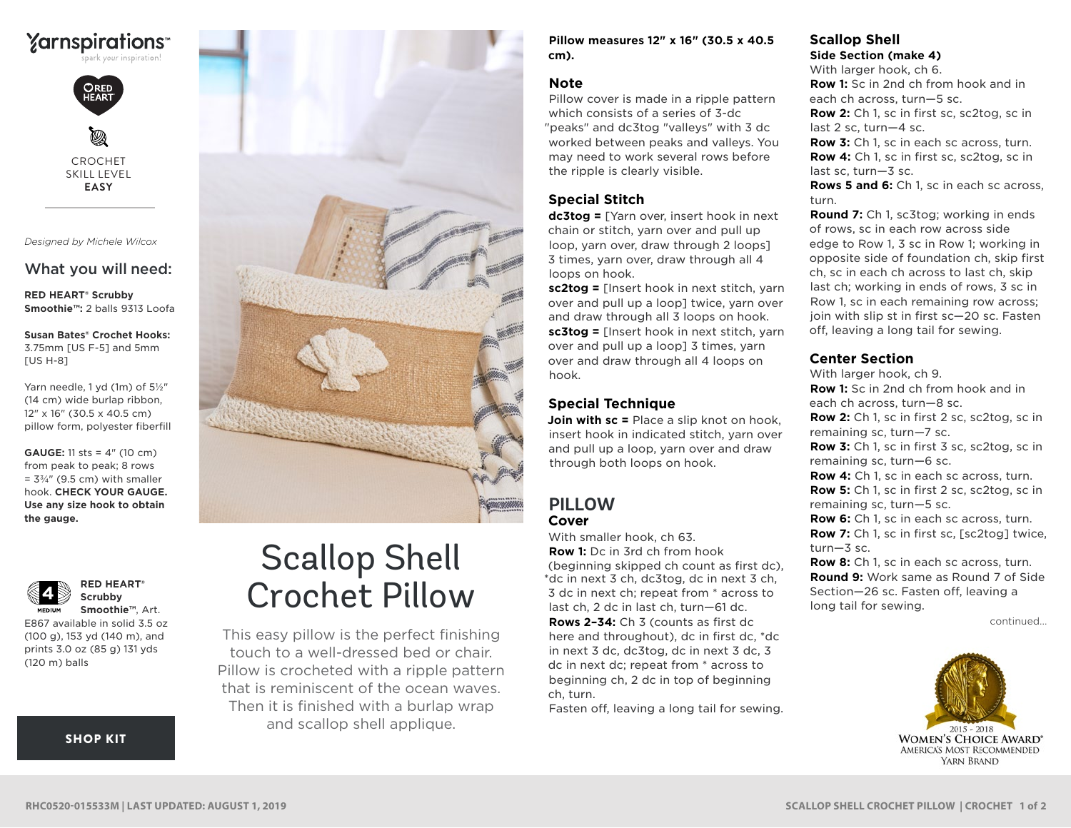Yarnspirations

spark your inspiration!

RED HEART

CROCHET SKILL LEVEL **EASY**

*Designed by Michele Wilcox*

## What you will need:

**RED HEART® Scrubby Smoothie™:** 2 balls 9313 Loofa

**Susan Bates® Crochet Hooks:** 3.75mm [US F-5] and 5mm [US H-8]

Yarn needle, 1 yd (1m) of 5½" (14 cm) wide burlap ribbon, 12" x 16" (30.5 x 40.5 cm) pillow form, polyester fiberfill

**GAUGE:** 11 sts = 4" (10 cm) from peak to peak; 8 rows = 3¾" (9.5 cm) with smaller hook. **CHECK YOUR GAUGE. Use any size hook to obtain the gauge.**

4 MEDIUM

**RED HEART® Scrubby Smoothie™**, Art. E867 available in solid 3.5 oz (100 g), 153 yd (140 m), and prints 3.0 oz (85 g) 131 yds (120 m) balls

**SHOP KIT**

# Scallop Shell Crochet Pillow

This easy pillow is the perfect finishing touch to a well-dressed bed or chair. Pillow is crocheted with a ripple pattern that is reminiscent of the ocean waves. Then it is finished with a burlap wrap and scallop shell applique.

**Pillow measures 12" x 16" (30.5 x 40.5 cm).**

## Note

Pillow cover is made in a ripple pattern which consists of a series of 3-dc "peaks" and dc3tog "valleys" with 3 dc worked between peaks and valleys. You may need to work several rows before the ripple is clearly visible.

## Special Stitch

**dc3tog =** [Yarn over, insert hook in next chain or stitch, yarn over and pull up loop, yarn over, draw through 2 loops] 3 times, yarn over, draw through all 4 loops on hook.

**sc2tog =** [Insert hook in next stitch, yarn over and pull up a loop] twice, yarn over and draw through all 3 loops on hook.

**sc3tog =** [Insert hook in next stitch, yarn over and pull up a loop] 3 times, yarn over and draw through all 4 loops on hook.

## Special Technique

**Join with sc =** Place a slip knot on hook, insert hook in indicated stitch, yarn over and pull up a loop, yarn over and draw through both loops on hook.

## PILLOW

### Cover

With smaller hook, ch 63.

**Row 1:** Dc in 3rd ch from hook (beginning skipped ch count as first dc), *dc in next 3 ch, dc3tog, dc in next 3 ch, 3 dc in next ch; repeat from * across to last ch, 2 dc in last ch, turn—61 dc.

**Rows 2–34:** Ch 3 (counts as first dc here and throughout), dc in first dc, *dc in next 3 dc, dc3tog, dc in next 3 dc, 3 dc in next dc; repeat from * across to beginning ch, 2 dc in top of beginning ch, turn.

Fasten off, leaving a long tail for sewing.

### Scallop Shell

**Side Section (make 4)**

With larger hook, ch 6.

**Row 1:** Sc in 2nd ch from hook and in each ch across, turn—5 sc.

**Row 2:** Ch 1, sc in first sc, sc2tog, sc in last 2 sc, turn—4 sc.

**Row 3:** Ch 1, sc in each sc across, turn.

**Row 4:** Ch 1, sc in first sc, sc2tog, sc in last sc, turn—3 sc.

**Rows 5 and 6:** Ch 1, sc in each sc across, turn.

**Round 7:** Ch 1, sc3tog; working in ends of rows, sc in each row across side edge to Row 1, 3 sc in Row 1; working in opposite side of foundation ch, skip first ch, sc in each ch across to last ch, skip last ch; working in ends of rows, 3 sc in Row 1, sc in each remaining row across; join with slip st in first sc—20 sc. Fasten off, leaving a long tail for sewing.

### Center Section

With larger hook, ch 9.

**Row 1:** Sc in 2nd ch from hook and in each ch across, turn—8 sc.

**Row 2:** Ch 1, sc in first 2 sc, sc2tog, sc in remaining sc, turn—7 sc.

**Row 3:** Ch 1, sc in first 3 sc, sc2tog, sc in remaining sc, turn—6 sc.

**Row 4:** Ch 1, sc in each sc across, turn.

**Row 5:** Ch 1, sc in first 2 sc, sc2tog, sc in remaining sc, turn—5 sc.

**Row 6:** Ch 1, sc in each sc across, turn.

**Row 7:** Ch 1, sc in first sc, [sc2tog] twice, turn—3 sc.

**Row 8:** Ch 1, sc in each sc across, turn.

**Round 9:** Work same as Round 7 of Side Section—26 sc. Fasten off, leaving a long tail for sewing.

continued...

2015 - 2018 WOMEN'S CHOICE AWARD® AMERICA'S MOST RECOMMENDED YARN BRAND

RHC0520-015533M | LAST UPDATED: AUGUST 1, 2019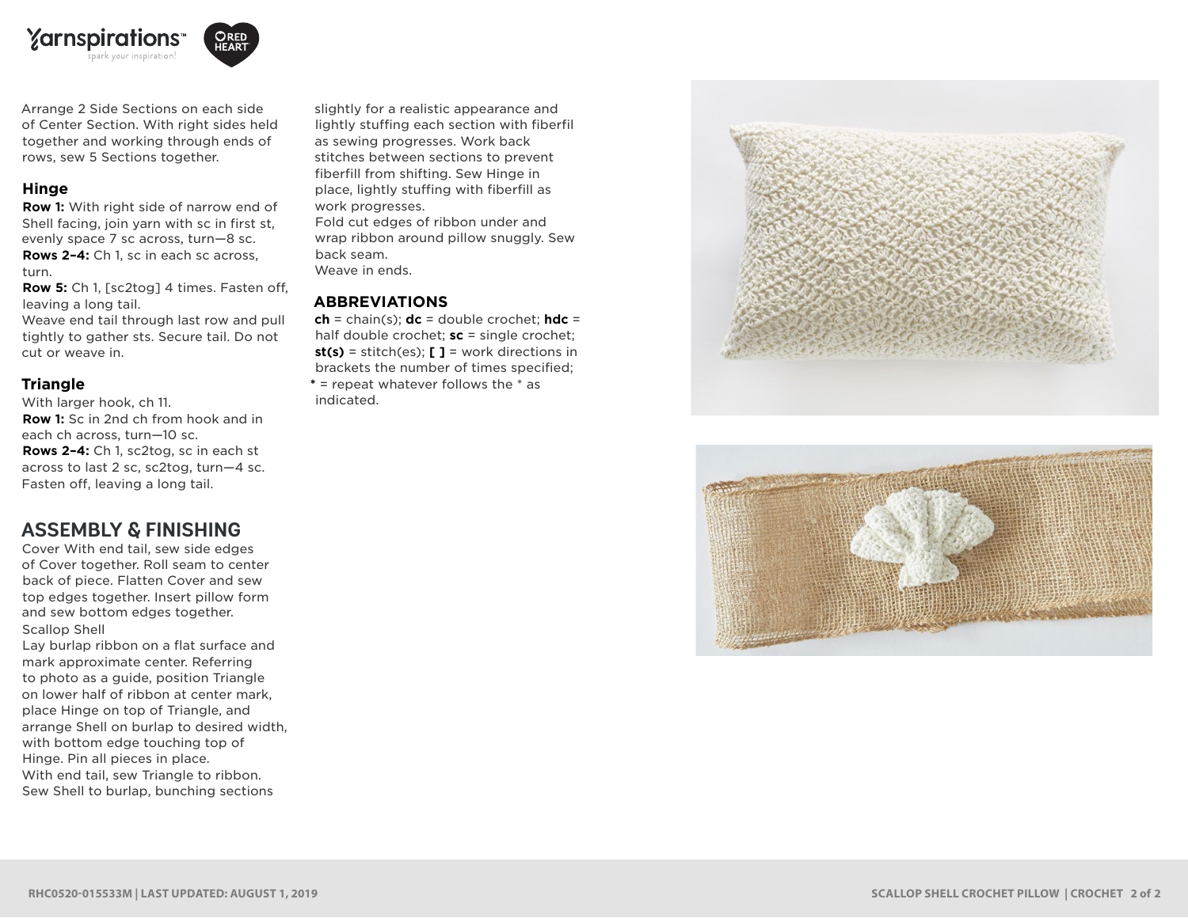Arrange 2 Side Sections on each side of Center Section. With right sides held together and working through ends of rows, sew 5 Sections together.

### Hinge

**Row 1:** With right side of narrow end of Shell facing, join yarn with sc in first st, evenly space 7 sc across, turn—8 sc.
**Rows 2–4:** Ch 1, sc in each sc across, turn.
**Row 5:** Ch 1, [sc2tog] 4 times. Fasten off, leaving a long tail.
Weave end tail through last row and pull tightly to gather sts. Secure tail. Do not cut or weave in.

### Triangle

With larger hook, ch 11.
**Row 1:** Sc in 2nd ch from hook and in each ch across, turn—10 sc.
**Rows 2–4:** Ch 1, sc2tog, sc in each st across to last 2 sc, sc2tog, turn—4 sc.
Fasten off, leaving a long tail.

## ASSEMBLY & FINISHING

Cover With end tail, sew side edges of Cover together. Roll seam to center back of piece. Flatten Cover and sew top edges together. Insert pillow form and sew bottom edges together.
Scallop Shell
Lay burlap ribbon on a flat surface and mark approximate center. Referring to photo as a guide, position Triangle on lower half of ribbon at center mark, place Hinge on top of Triangle, and arrange Shell on burlap to desired width, with bottom edge touching top of Hinge. Pin all pieces in place.
With end tail, sew Triangle to ribbon. Sew Shell to burlap, bunching sections slightly for a realistic appearance and lightly stuffing each section with fiberfil as sewing progresses. Work back stitches between sections to prevent fiberfill from shifting. Sew Hinge in place, lightly stuffing with fiberfill as work progresses.
Fold cut edges of ribbon under and wrap ribbon around pillow snuggly. Sew back seam.
Weave in ends.

### ABBREVIATIONS

**ch** = chain(s); **dc** = double crochet; **hdc** = half double crochet; **sc** = single crochet; **st(s)** = stitch(es); **[ ]** = work directions in brackets the number of times specified; **\*** = repeat whatever follows the * as indicated.